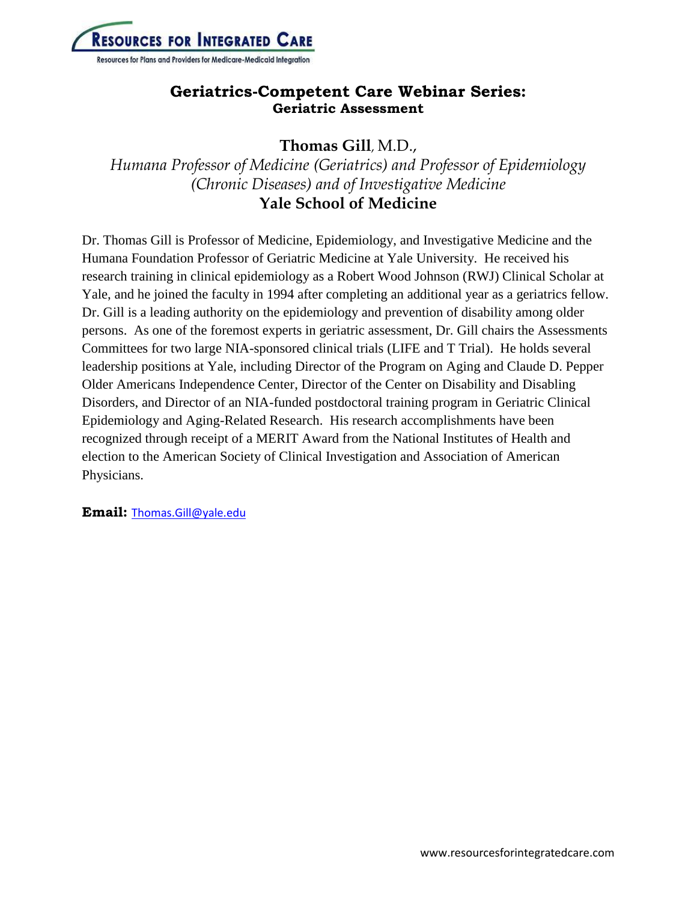# Geriatrics-Competent Care Webinar Series:
## Geriatric Assessment

**Thomas Gill**, M.D.,

*Humana Professor of Medicine (Geriatrics) and Professor of Epidemiology (Chronic Diseases) and of Investigative Medicine*

**Yale School of Medicine**

Dr. Thomas Gill is Professor of Medicine, Epidemiology, and Investigative Medicine and the Humana Foundation Professor of Geriatric Medicine at Yale University. He received his research training in clinical epidemiology as a Robert Wood Johnson (RWJ) Clinical Scholar at Yale, and he joined the faculty in 1994 after completing an additional year as a geriatrics fellow. Dr. Gill is a leading authority on the epidemiology and prevention of disability among older persons. As one of the foremost experts in geriatric assessment, Dr. Gill chairs the Assessments Committees for two large NIA-sponsored clinical trials (LIFE and T Trial). He holds several leadership positions at Yale, including Director of the Program on Aging and Claude D. Pepper Older Americans Independence Center, Director of the Center on Disability and Disabling Disorders, and Director of an NIA-funded postdoctoral training program in Geriatric Clinical Epidemiology and Aging-Related Research. His research accomplishments have been recognized through receipt of a MERIT Award from the National Institutes of Health and election to the American Society of Clinical Investigation and Association of American Physicians.

**Email:** Thomas.Gill@yale.edu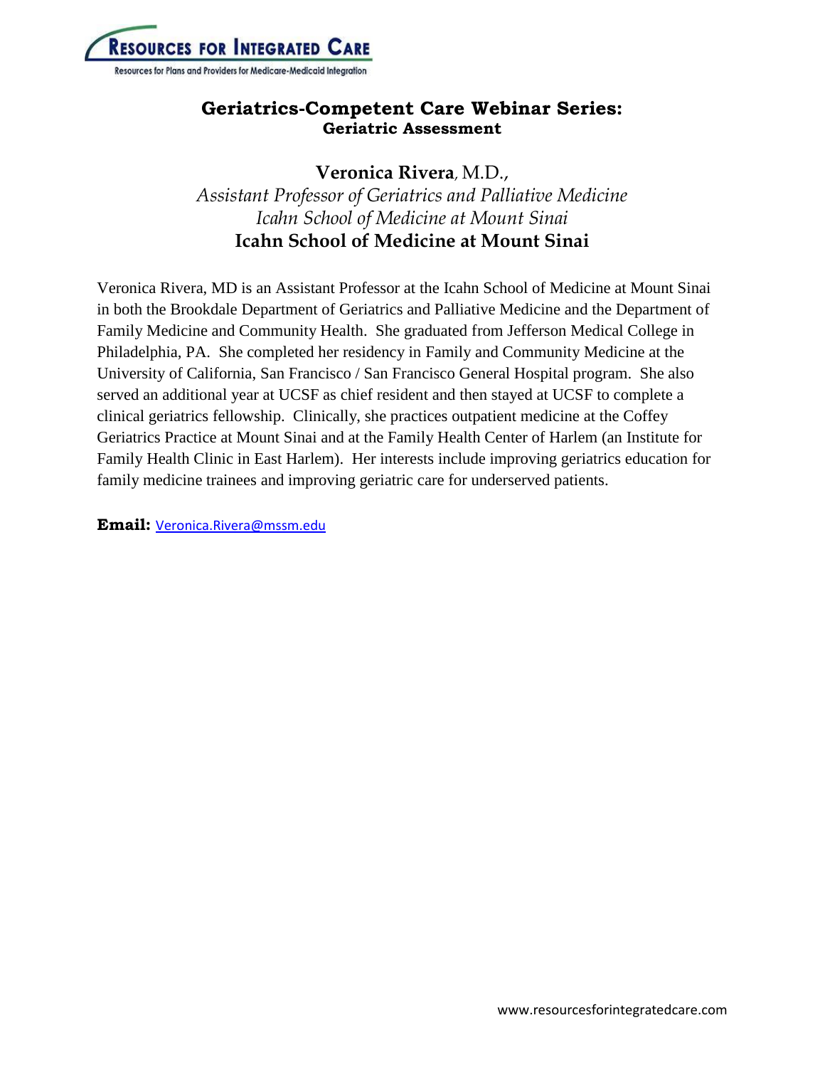# Geriatrics-Competent Care Webinar Series:
## Geriatric Assessment

**Veronica Rivera**, M.D.,

*Assistant Professor of Geriatrics and Palliative Medicine*

*Icahn School of Medicine at Mount Sinai*

**Icahn School of Medicine at Mount Sinai**

Veronica Rivera, MD is an Assistant Professor at the Icahn School of Medicine at Mount Sinai in both the Brookdale Department of Geriatrics and Palliative Medicine and the Department of Family Medicine and Community Health. She graduated from Jefferson Medical College in Philadelphia, PA. She completed her residency in Family and Community Medicine at the University of California, San Francisco / San Francisco General Hospital program. She also served an additional year at UCSF as chief resident and then stayed at UCSF to complete a clinical geriatrics fellowship. Clinically, she practices outpatient medicine at the Coffey Geriatrics Practice at Mount Sinai and at the Family Health Center of Harlem (an Institute for Family Health Clinic in East Harlem). Her interests include improving geriatrics education for family medicine trainees and improving geriatric care for underserved patients.

**Email:** Veronica.Rivera@mssm.edu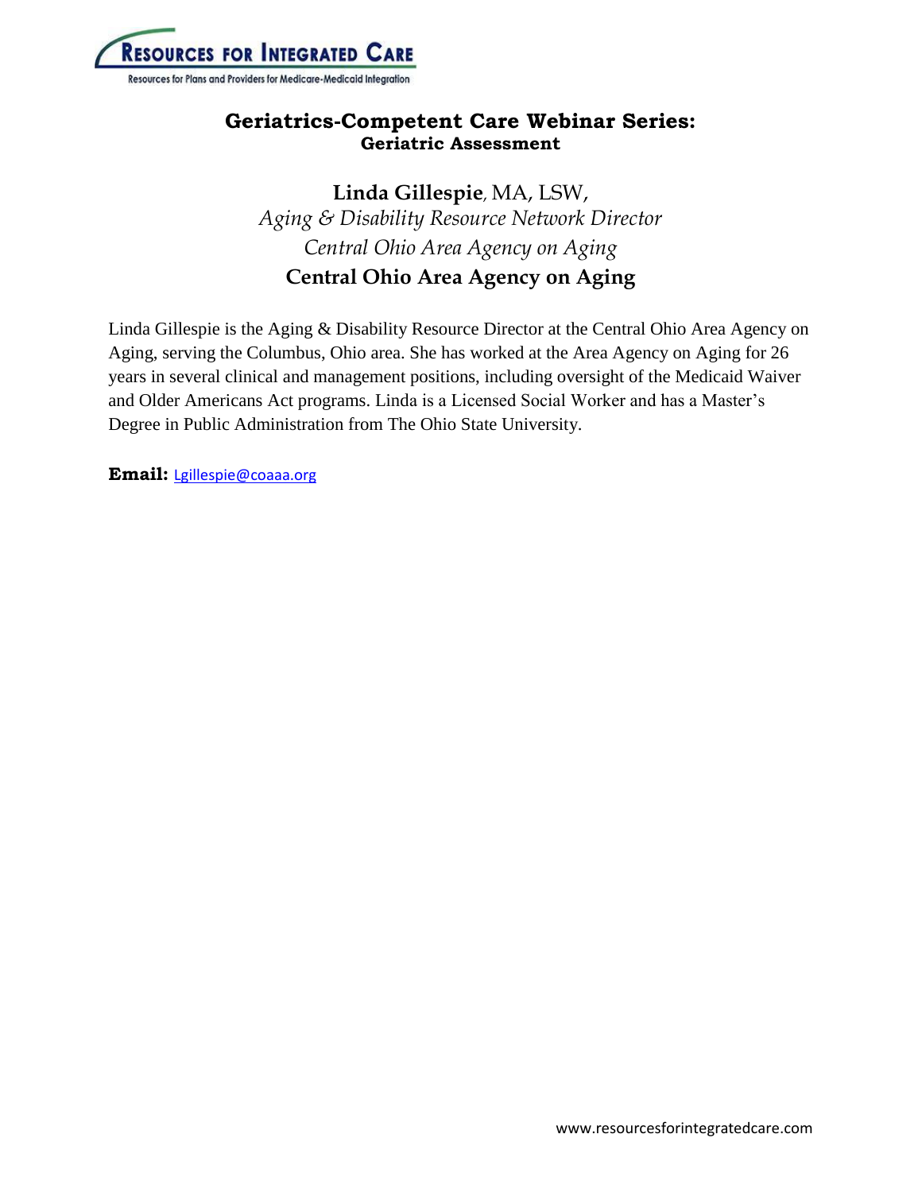# Geriatrics-Competent Care Webinar Series:
## Geriatric Assessment

**Linda Gillespie**, MA, LSW,
*Aging & Disability Resource Network Director*
*Central Ohio Area Agency on Aging*
**Central Ohio Area Agency on Aging**

Linda Gillespie is the Aging & Disability Resource Director at the Central Ohio Area Agency on Aging, serving the Columbus, Ohio area. She has worked at the Area Agency on Aging for 26 years in several clinical and management positions, including oversight of the Medicaid Waiver and Older Americans Act programs. Linda is a Licensed Social Worker and has a Master's Degree in Public Administration from The Ohio State University.

**Email:** Lgillespie@coaaa.org